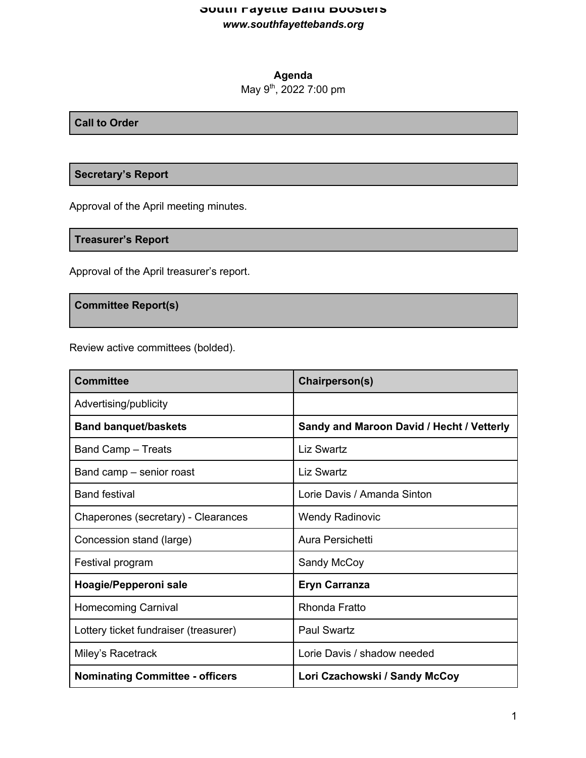# South Fayette Band Boosters

***www.southfayettebands.org***

**Agenda**

May 9th, 2022 7:00 pm

## Call to Order

## Secretary's Report

Approval of the April meeting minutes.

## Treasurer's Report

Approval of the April treasurer's report.

## Committee Report(s)

Review active committees (bolded).

| Committee | Chairperson(s) |
|---|---|
| Advertising/publicity | |
| **Band banquet/baskets** | **Sandy and Maroon David / Hecht / Vetterly** |
| Band Camp – Treats | Liz Swartz |
| Band camp – senior roast | Liz Swartz |
| Band festival | Lorie Davis / Amanda Sinton |
| Chaperones (secretary) - Clearances | Wendy Radinovic |
| Concession stand (large) | Aura Persichetti |
| Festival program | Sandy McCoy |
| **Hoagie/Pepperoni sale** | **Eryn Carranza** |
| Homecoming Carnival | Rhonda Fratto |
| Lottery ticket fundraiser (treasurer) | Paul Swartz |
| Miley's Racetrack | Lorie Davis / shadow needed |
| **Nominating Committee - officers** | **Lori Czachowski / Sandy McCoy** |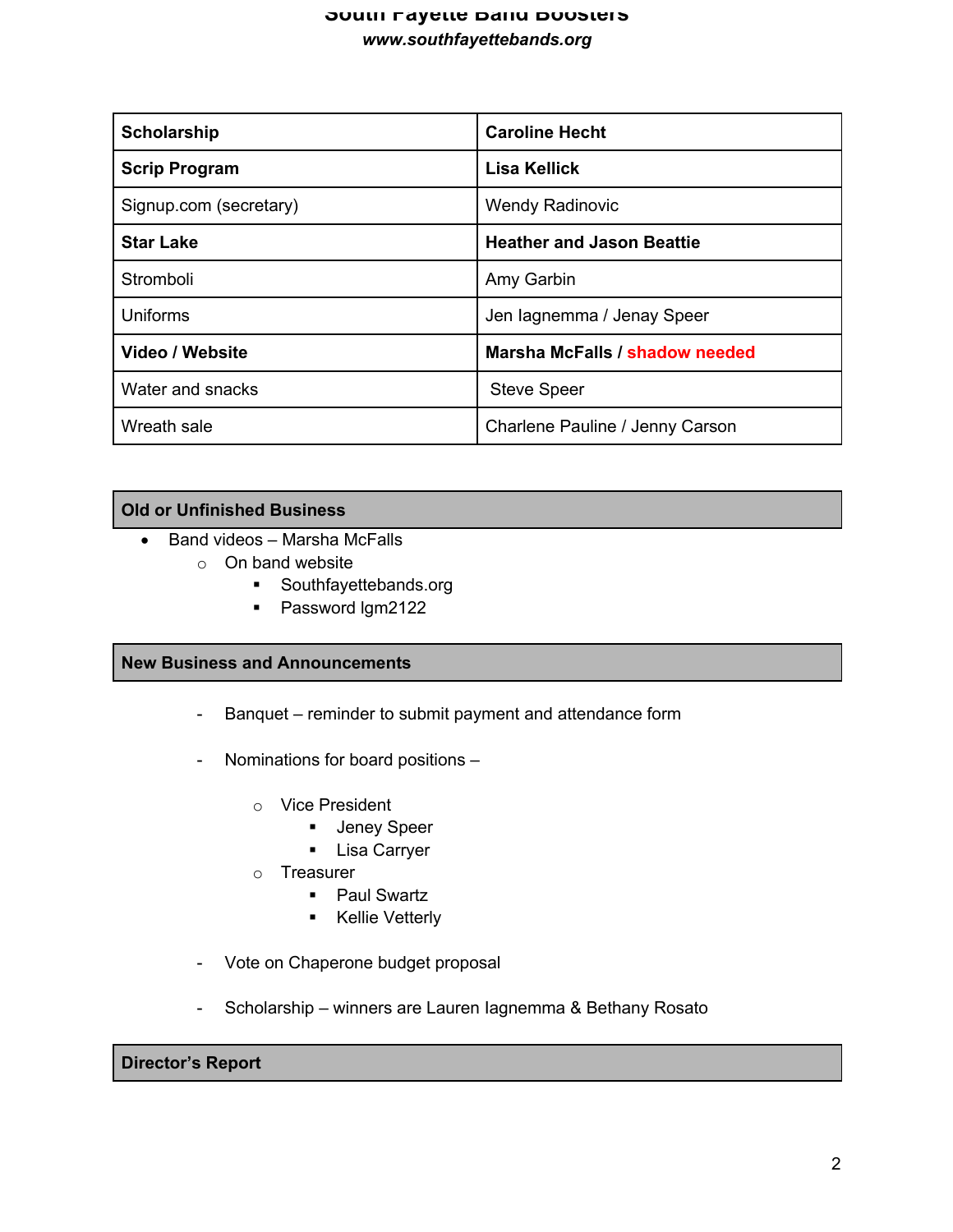| | |
|---|---|
| **Scholarship** | **Caroline Hecht** |
| **Scrip Program** | **Lisa Kellick** |
| Signup.com (secretary) | Wendy Radinovic |
| **Star Lake** | **Heather and Jason Beattie** |
| Stromboli | Amy Garbin |
| Uniforms | Jen Iagnemma / Jenay Speer |
| **Video / Website** | **Marsha McFalls / shadow needed** |
| Water and snacks | Steve Speer |
| Wreath sale | Charlene Pauline / Jenny Carson |

## Old or Unfinished Business

- Band videos – Marsha McFalls
  - On band website
    - Southfayettebands.org
    - Password lgm2122

## New Business and Announcements

- Banquet – reminder to submit payment and attendance form
- Nominations for board positions –
  - Vice President
    - Jeney Speer
    - Lisa Carryer
  - Treasurer
    - Paul Swartz
    - Kellie Vetterly
- Vote on Chaperone budget proposal
- Scholarship – winners are Lauren Iagnemma & Bethany Rosato

## Director's Report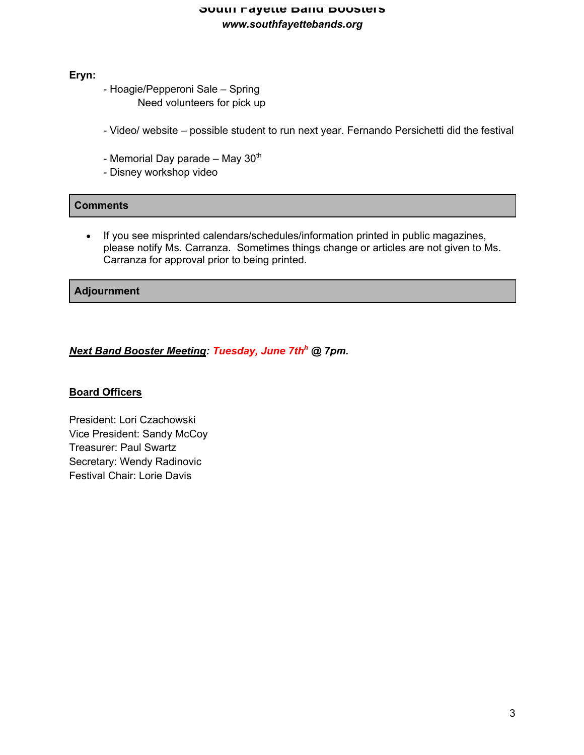**Eryn:**

- Hoagie/Pepperoni Sale – Spring
  Need volunteers for pick up

- Video/ website – possible student to run next year. Fernando Persichetti did the festival

- Memorial Day parade – May 30th
- Disney workshop video

## Comments

- If you see misprinted calendars/schedules/information printed in public magazines, please notify Ms. Carranza. Sometimes things change or articles are not given to Ms. Carranza for approval prior to being printed.

## Adjournment

***Next Band Booster Meeting*: Tuesday, June 7thh @ 7pm.**

**Board Officers**

President: Lori Czachowski
Vice President: Sandy McCoy
Treasurer: Paul Swartz
Secretary: Wendy Radinovic
Festival Chair: Lorie Davis